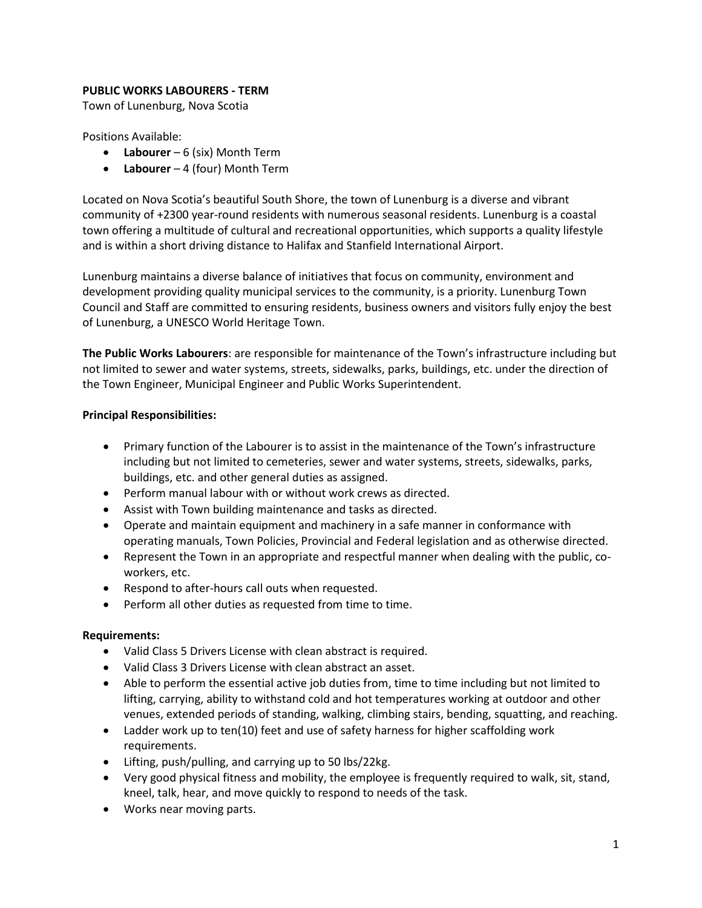**PUBLIC WORKS LABOURERS - TERM**
Town of Lunenburg, Nova Scotia

Positions Available:

- **Labourer** – 6 (six) Month Term
- **Labourer** – 4 (four) Month Term

Located on Nova Scotia's beautiful South Shore, the town of Lunenburg is a diverse and vibrant community of +2300 year-round residents with numerous seasonal residents. Lunenburg is a coastal town offering a multitude of cultural and recreational opportunities, which supports a quality lifestyle and is within a short driving distance to Halifax and Stanfield International Airport.

Lunenburg maintains a diverse balance of initiatives that focus on community, environment and development providing quality municipal services to the community, is a priority. Lunenburg Town Council and Staff are committed to ensuring residents, business owners and visitors fully enjoy the best of Lunenburg, a UNESCO World Heritage Town.

**The Public Works Labourers**: are responsible for maintenance of the Town's infrastructure including but not limited to sewer and water systems, streets, sidewalks, parks, buildings, etc. under the direction of the Town Engineer, Municipal Engineer and Public Works Superintendent.

**Principal Responsibilities:**

- Primary function of the Labourer is to assist in the maintenance of the Town's infrastructure including but not limited to cemeteries, sewer and water systems, streets, sidewalks, parks, buildings, etc. and other general duties as assigned.
- Perform manual labour with or without work crews as directed.
- Assist with Town building maintenance and tasks as directed.
- Operate and maintain equipment and machinery in a safe manner in conformance with operating manuals, Town Policies, Provincial and Federal legislation and as otherwise directed.
- Represent the Town in an appropriate and respectful manner when dealing with the public, co-workers, etc.
- Respond to after-hours call outs when requested.
- Perform all other duties as requested from time to time.

**Requirements:**

- Valid Class 5 Drivers License with clean abstract is required.
- Valid Class 3 Drivers License with clean abstract an asset.
- Able to perform the essential active job duties from, time to time including but not limited to lifting, carrying, ability to withstand cold and hot temperatures working at outdoor and other venues, extended periods of standing, walking, climbing stairs, bending, squatting, and reaching.
- Ladder work up to ten(10) feet and use of safety harness for higher scaffolding work requirements.
- Lifting, push/pulling, and carrying up to 50 lbs/22kg.
- Very good physical fitness and mobility, the employee is frequently required to walk, sit, stand, kneel, talk, hear, and move quickly to respond to needs of the task.
- Works near moving parts.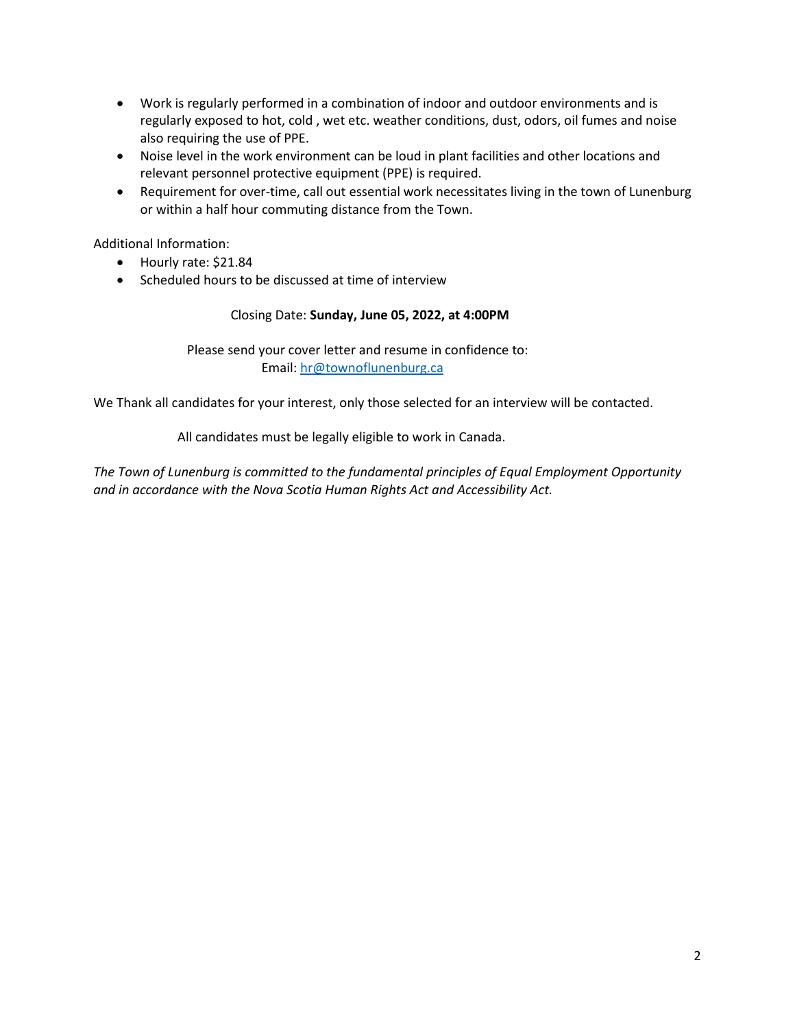- Work is regularly performed in a combination of indoor and outdoor environments and is regularly exposed to hot, cold , wet etc. weather conditions, dust, odors, oil fumes and noise also requiring the use of PPE.
- Noise level in the work environment can be loud in plant facilities and other locations and relevant personnel protective equipment (PPE) is required.
- Requirement for over-time, call out essential work necessitates living in the town of Lunenburg or within a half hour commuting distance from the Town.

Additional Information:

- Hourly rate: $21.84
- Scheduled hours to be discussed at time of interview

Closing Date: **Sunday, June 05, 2022, at 4:00PM**

Please send your cover letter and resume in confidence to:
Email: hr@townoflunenburg.ca

We Thank all candidates for your interest, only those selected for an interview will be contacted.

All candidates must be legally eligible to work in Canada.

*The Town of Lunenburg is committed to the fundamental principles of Equal Employment Opportunity and in accordance with the Nova Scotia Human Rights Act and Accessibility Act.*